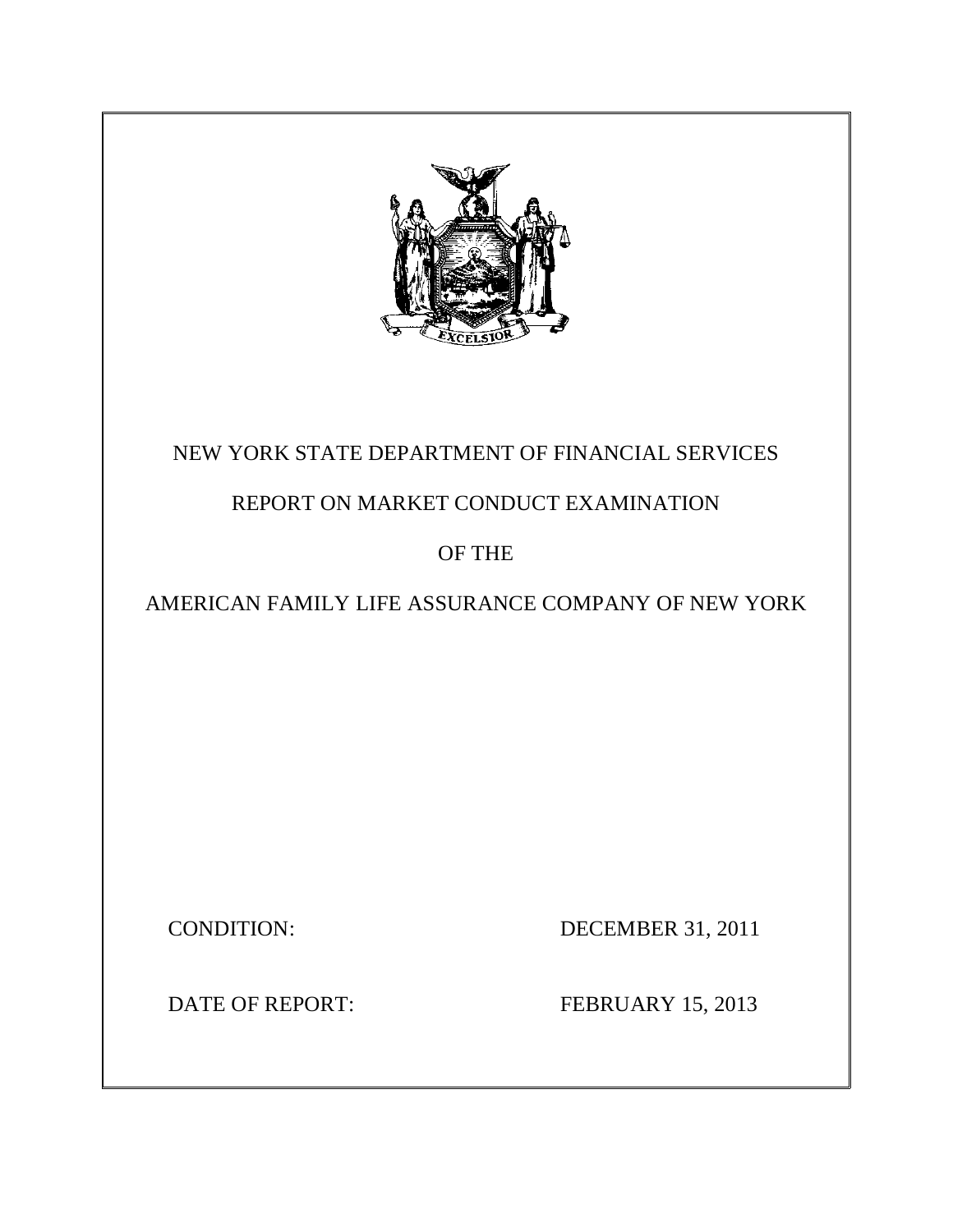NEW YORK STATE DEPARTMENT OF FINANCIAL SERVICES

REPORT ON MARKET CONDUCT EXAMINATION

OF THE

AMERICAN FAMILY LIFE ASSURANCE COMPANY OF NEW YORK

CONDITION: DECEMBER 31, 2011

DATE OF REPORT: FEBRUARY 15, 2013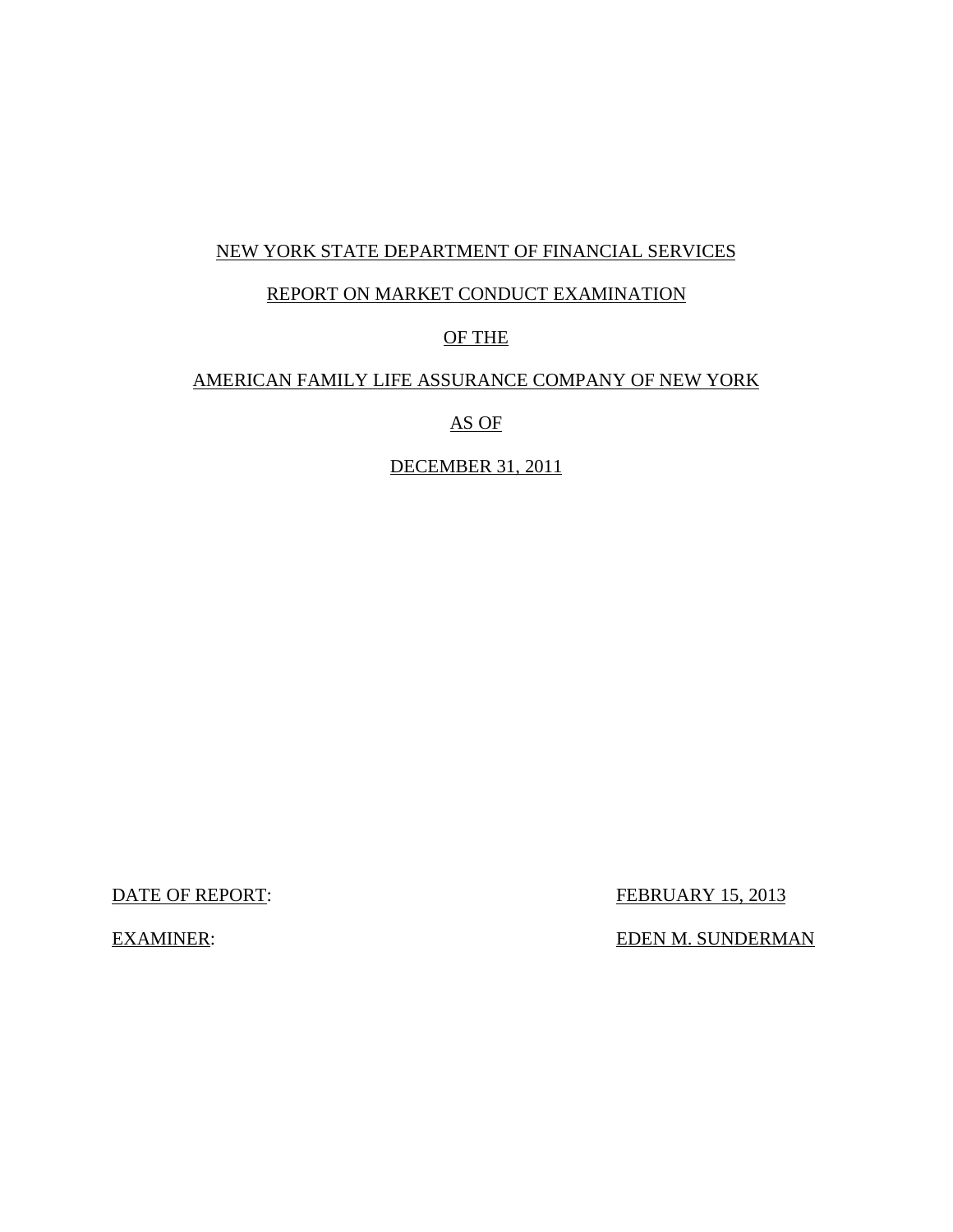NEW YORK STATE DEPARTMENT OF FINANCIAL SERVICES

REPORT ON MARKET CONDUCT EXAMINATION

OF THE

AMERICAN FAMILY LIFE ASSURANCE COMPANY OF NEW YORK

AS OF

DECEMBER 31, 2011

DATE OF REPORT: FEBRUARY 15, 2013

EXAMINER: EDEN M. SUNDERMAN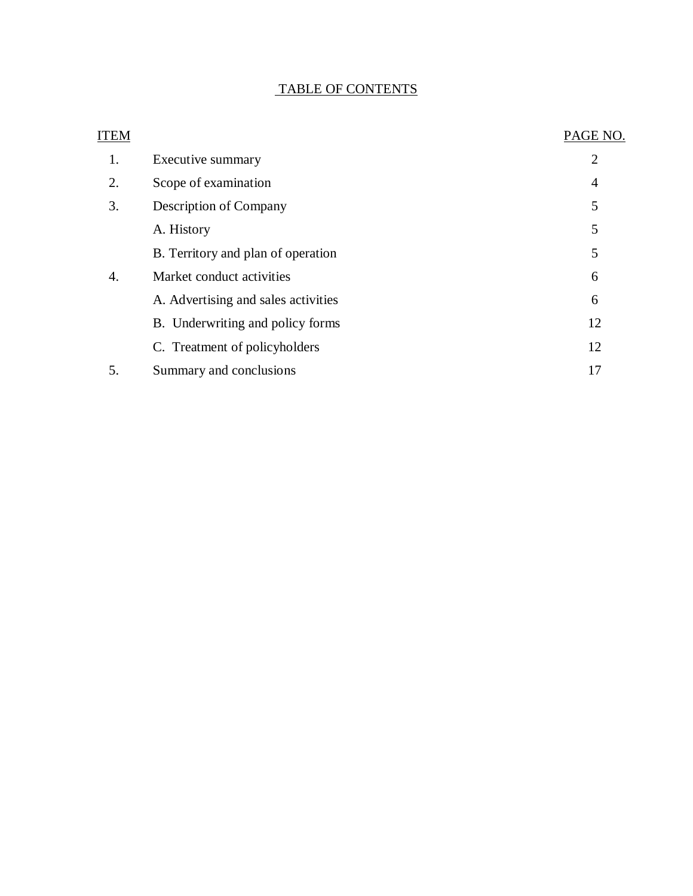# TABLE OF CONTENTS

| ITEM | | PAGE NO. |
|---|---|---|
| 1. | Executive summary | 2 |
| 2. | Scope of examination | 4 |
| 3. | Description of Company | 5 |
| | A. History | 5 |
| | B. Territory and plan of operation | 5 |
| 4. | Market conduct activities | 6 |
| | A. Advertising and sales activities | 6 |
| | B. Underwriting and policy forms | 12 |
| | C. Treatment of policyholders | 12 |
| 5. | Summary and conclusions | 17 |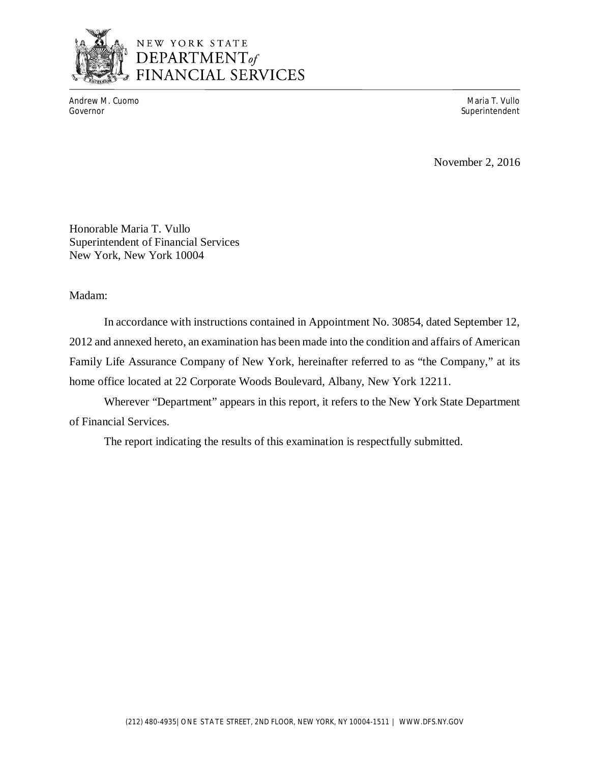NEW YORK STATE
DEPARTMENT *of*
FINANCIAL SERVICES

Andrew M. Cuomo
Governor

Maria T. Vullo
Superintendent

November 2, 2016

Honorable Maria T. Vullo
Superintendent of Financial Services
New York, New York 10004

Madam:

In accordance with instructions contained in Appointment No. 30854, dated September 12, 2012 and annexed hereto, an examination has been made into the condition and affairs of American Family Life Assurance Company of New York, hereinafter referred to as "the Company," at its home office located at 22 Corporate Woods Boulevard, Albany, New York 12211.

Wherever "Department" appears in this report, it refers to the New York State Department of Financial Services.

The report indicating the results of this examination is respectfully submitted.

(212) 480-4935| ONE STATE STREET, 2ND FLOOR, NEW YORK, NY 10004-1511 | WWW.DFS.NY.GOV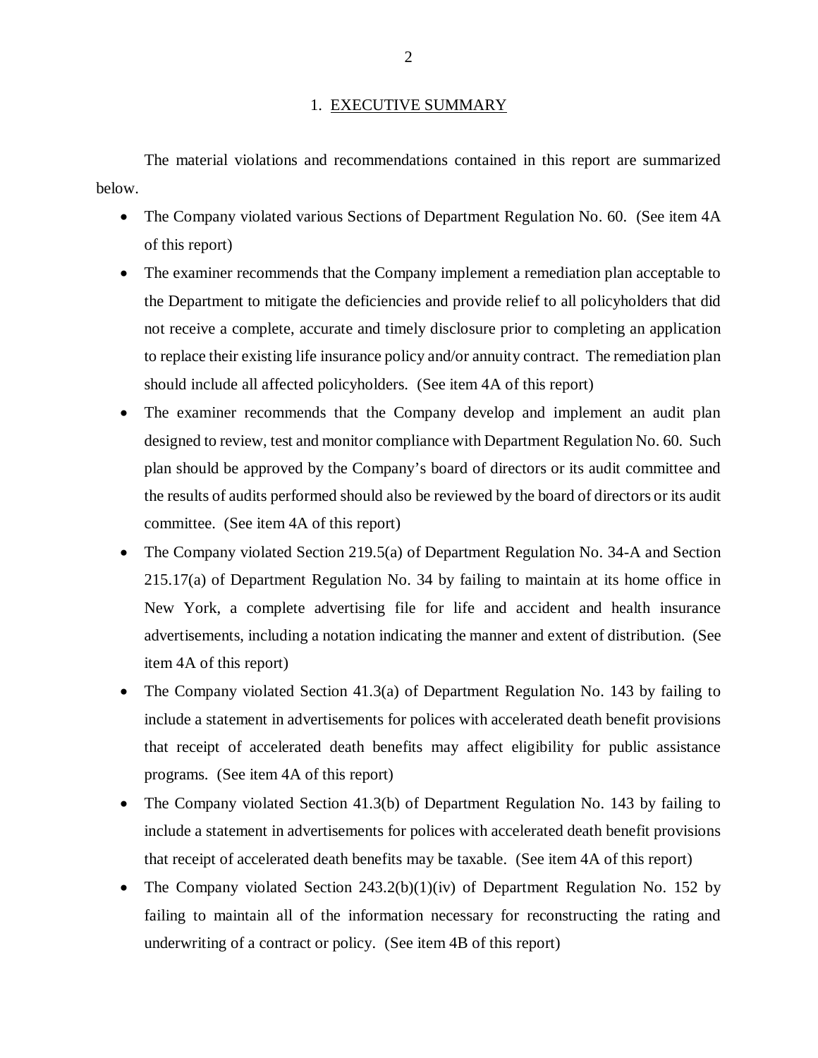## 1. EXECUTIVE SUMMARY

The material violations and recommendations contained in this report are summarized below.

- The Company violated various Sections of Department Regulation No. 60. (See item 4A of this report)
- The examiner recommends that the Company implement a remediation plan acceptable to the Department to mitigate the deficiencies and provide relief to all policyholders that did not receive a complete, accurate and timely disclosure prior to completing an application to replace their existing life insurance policy and/or annuity contract. The remediation plan should include all affected policyholders. (See item 4A of this report)
- The examiner recommends that the Company develop and implement an audit plan designed to review, test and monitor compliance with Department Regulation No. 60. Such plan should be approved by the Company's board of directors or its audit committee and the results of audits performed should also be reviewed by the board of directors or its audit committee. (See item 4A of this report)
- The Company violated Section 219.5(a) of Department Regulation No. 34-A and Section 215.17(a) of Department Regulation No. 34 by failing to maintain at its home office in New York, a complete advertising file for life and accident and health insurance advertisements, including a notation indicating the manner and extent of distribution. (See item 4A of this report)
- The Company violated Section 41.3(a) of Department Regulation No. 143 by failing to include a statement in advertisements for polices with accelerated death benefit provisions that receipt of accelerated death benefits may affect eligibility for public assistance programs. (See item 4A of this report)
- The Company violated Section 41.3(b) of Department Regulation No. 143 by failing to include a statement in advertisements for polices with accelerated death benefit provisions that receipt of accelerated death benefits may be taxable. (See item 4A of this report)
- The Company violated Section 243.2(b)(1)(iv) of Department Regulation No. 152 by failing to maintain all of the information necessary for reconstructing the rating and underwriting of a contract or policy. (See item 4B of this report)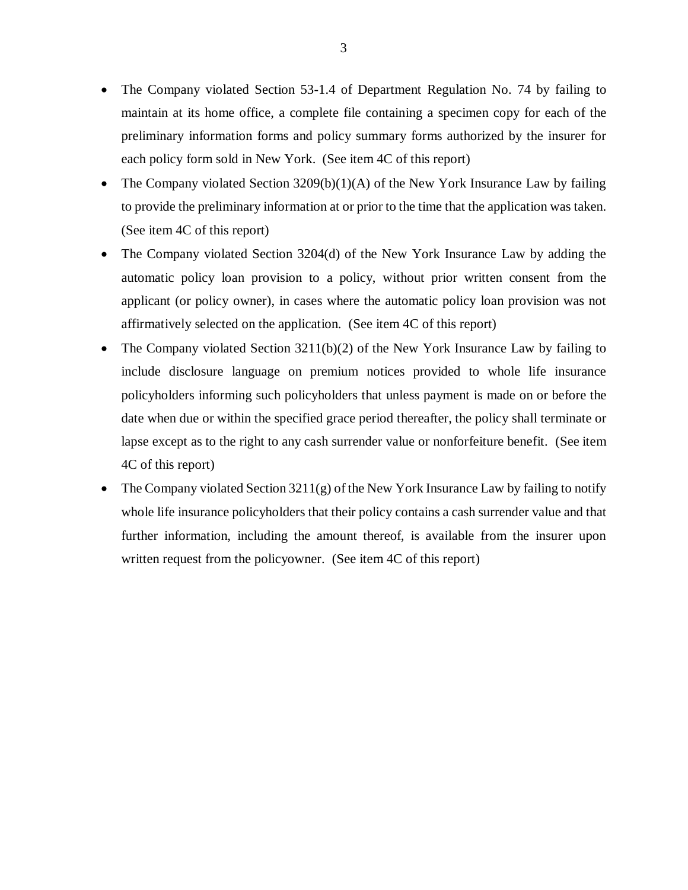- The Company violated Section 53-1.4 of Department Regulation No. 74 by failing to maintain at its home office, a complete file containing a specimen copy for each of the preliminary information forms and policy summary forms authorized by the insurer for each policy form sold in New York. (See item 4C of this report)
- The Company violated Section 3209(b)(1)(A) of the New York Insurance Law by failing to provide the preliminary information at or prior to the time that the application was taken. (See item 4C of this report)
- The Company violated Section 3204(d) of the New York Insurance Law by adding the automatic policy loan provision to a policy, without prior written consent from the applicant (or policy owner), in cases where the automatic policy loan provision was not affirmatively selected on the application. (See item 4C of this report)
- The Company violated Section 3211(b)(2) of the New York Insurance Law by failing to include disclosure language on premium notices provided to whole life insurance policyholders informing such policyholders that unless payment is made on or before the date when due or within the specified grace period thereafter, the policy shall terminate or lapse except as to the right to any cash surrender value or nonforfeiture benefit. (See item 4C of this report)
- The Company violated Section 3211(g) of the New York Insurance Law by failing to notify whole life insurance policyholders that their policy contains a cash surrender value and that further information, including the amount thereof, is available from the insurer upon written request from the policyowner. (See item 4C of this report)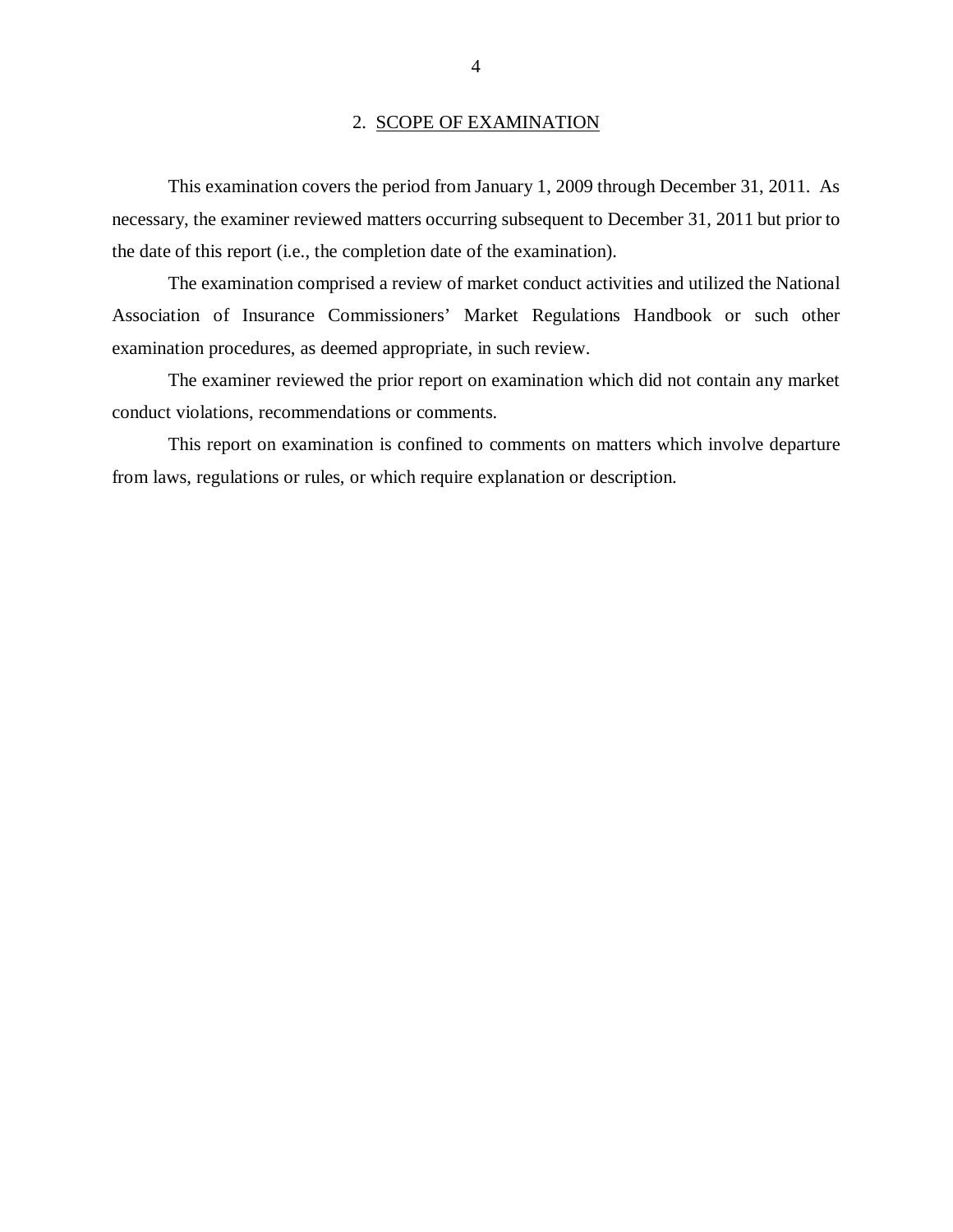## 2. SCOPE OF EXAMINATION

This examination covers the period from January 1, 2009 through December 31, 2011. As necessary, the examiner reviewed matters occurring subsequent to December 31, 2011 but prior to the date of this report (i.e., the completion date of the examination).

The examination comprised a review of market conduct activities and utilized the National Association of Insurance Commissioners' Market Regulations Handbook or such other examination procedures, as deemed appropriate, in such review.

The examiner reviewed the prior report on examination which did not contain any market conduct violations, recommendations or comments.

This report on examination is confined to comments on matters which involve departure from laws, regulations or rules, or which require explanation or description.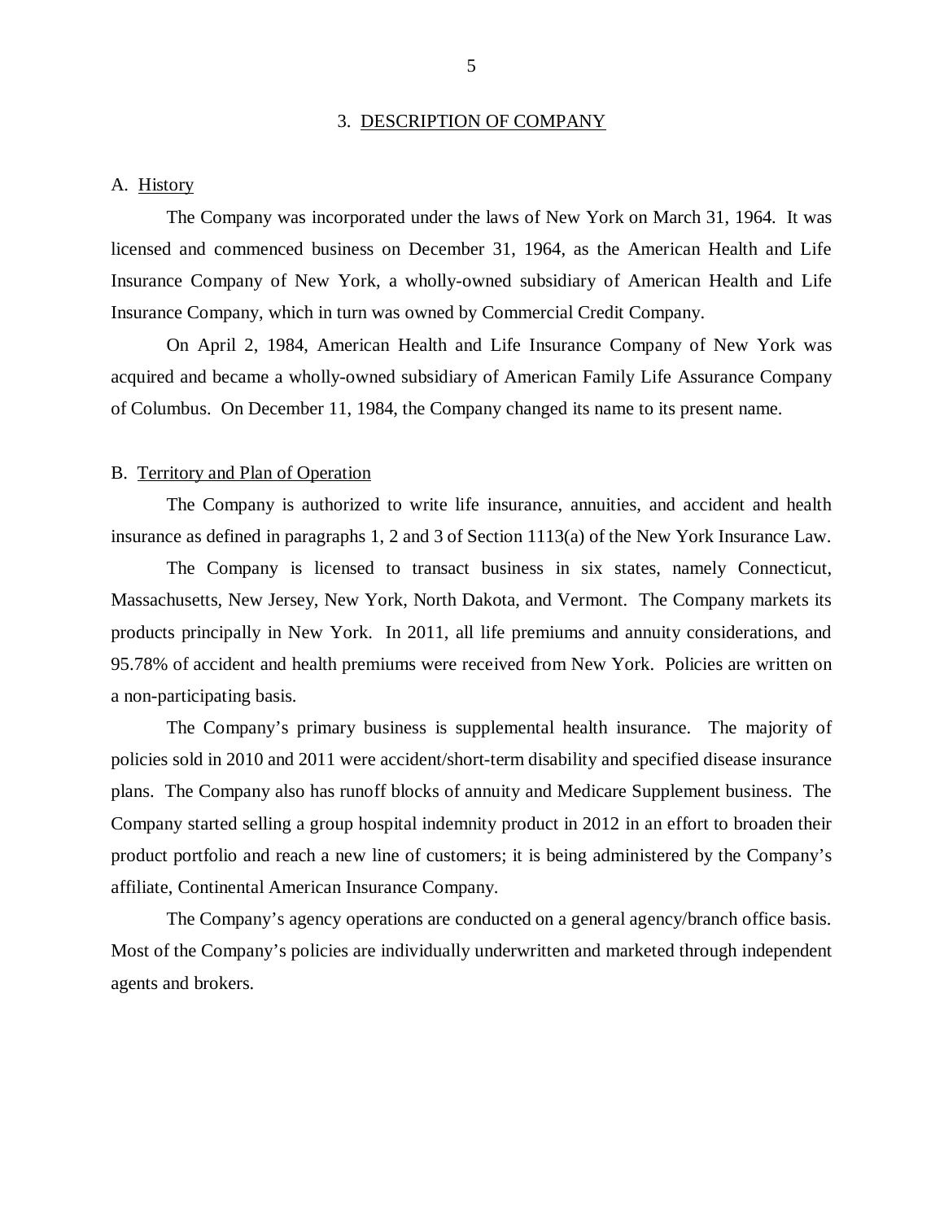## 3. DESCRIPTION OF COMPANY

### A. History

The Company was incorporated under the laws of New York on March 31, 1964. It was licensed and commenced business on December 31, 1964, as the American Health and Life Insurance Company of New York, a wholly-owned subsidiary of American Health and Life Insurance Company, which in turn was owned by Commercial Credit Company.

On April 2, 1984, American Health and Life Insurance Company of New York was acquired and became a wholly-owned subsidiary of American Family Life Assurance Company of Columbus. On December 11, 1984, the Company changed its name to its present name.

### B. Territory and Plan of Operation

The Company is authorized to write life insurance, annuities, and accident and health insurance as defined in paragraphs 1, 2 and 3 of Section 1113(a) of the New York Insurance Law.

The Company is licensed to transact business in six states, namely Connecticut, Massachusetts, New Jersey, New York, North Dakota, and Vermont. The Company markets its products principally in New York. In 2011, all life premiums and annuity considerations, and 95.78% of accident and health premiums were received from New York. Policies are written on a non-participating basis.

The Company's primary business is supplemental health insurance. The majority of policies sold in 2010 and 2011 were accident/short-term disability and specified disease insurance plans. The Company also has runoff blocks of annuity and Medicare Supplement business. The Company started selling a group hospital indemnity product in 2012 in an effort to broaden their product portfolio and reach a new line of customers; it is being administered by the Company's affiliate, Continental American Insurance Company.

The Company's agency operations are conducted on a general agency/branch office basis. Most of the Company's policies are individually underwritten and marketed through independent agents and brokers.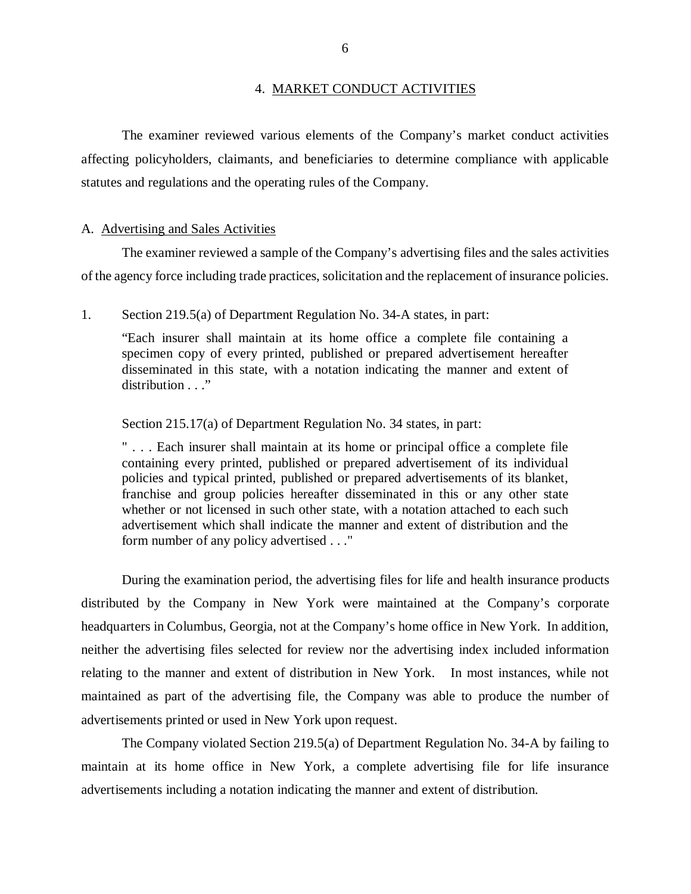## 4. MARKET CONDUCT ACTIVITIES

The examiner reviewed various elements of the Company's market conduct activities affecting policyholders, claimants, and beneficiaries to determine compliance with applicable statutes and regulations and the operating rules of the Company.

### A. Advertising and Sales Activities

The examiner reviewed a sample of the Company's advertising files and the sales activities of the agency force including trade practices, solicitation and the replacement of insurance policies.

1. Section 219.5(a) of Department Regulation No. 34-A states, in part:

> "Each insurer shall maintain at its home office a complete file containing a specimen copy of every printed, published or prepared advertisement hereafter disseminated in this state, with a notation indicating the manner and extent of distribution . . ."

Section 215.17(a) of Department Regulation No. 34 states, in part:

> " . . . Each insurer shall maintain at its home or principal office a complete file containing every printed, published or prepared advertisement of its individual policies and typical printed, published or prepared advertisements of its blanket, franchise and group policies hereafter disseminated in this or any other state whether or not licensed in such other state, with a notation attached to each such advertisement which shall indicate the manner and extent of distribution and the form number of any policy advertised . . ."

During the examination period, the advertising files for life and health insurance products distributed by the Company in New York were maintained at the Company's corporate headquarters in Columbus, Georgia, not at the Company's home office in New York. In addition, neither the advertising files selected for review nor the advertising index included information relating to the manner and extent of distribution in New York. In most instances, while not maintained as part of the advertising file, the Company was able to produce the number of advertisements printed or used in New York upon request.

The Company violated Section 219.5(a) of Department Regulation No. 34-A by failing to maintain at its home office in New York, a complete advertising file for life insurance advertisements including a notation indicating the manner and extent of distribution.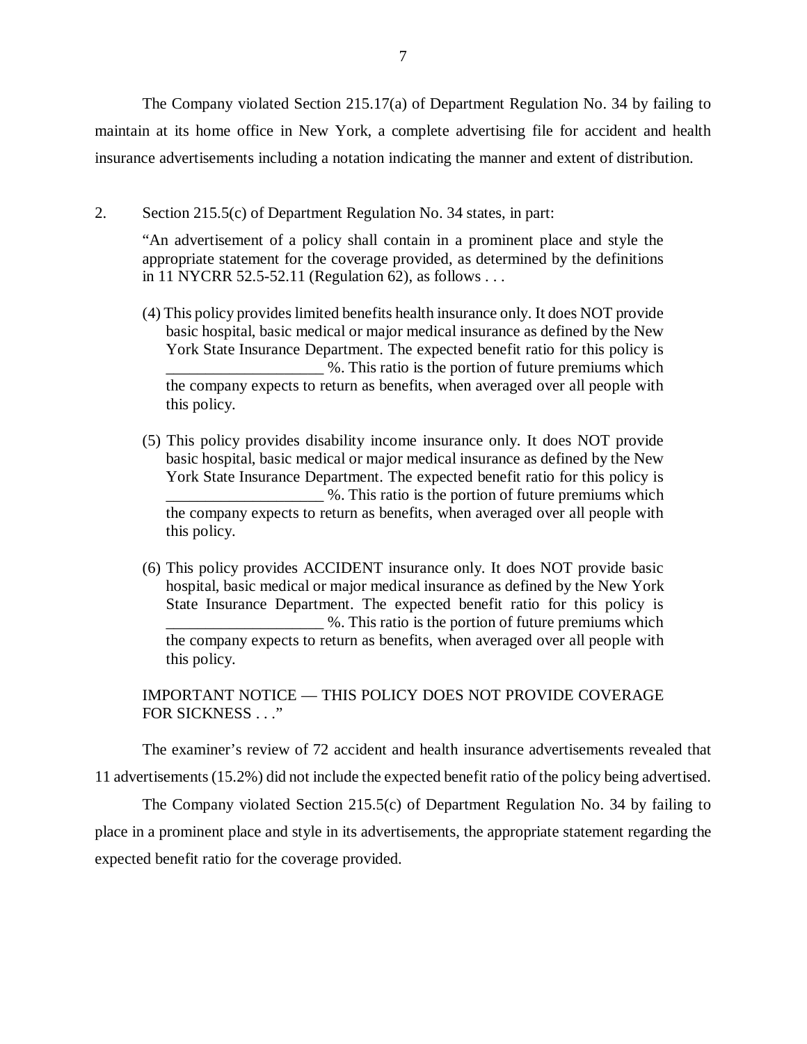The Company violated Section 215.17(a) of Department Regulation No. 34 by failing to maintain at its home office in New York, a complete advertising file for accident and health insurance advertisements including a notation indicating the manner and extent of distribution.

2. Section 215.5(c) of Department Regulation No. 34 states, in part:

> "An advertisement of a policy shall contain in a prominent place and style the appropriate statement for the coverage provided, as determined by the definitions in 11 NYCRR 52.5-52.11 (Regulation 62), as follows . . .
>
> (4) This policy provides limited benefits health insurance only. It does NOT provide basic hospital, basic medical or major medical insurance as defined by the New York State Insurance Department. The expected benefit ratio for this policy is ____________________ %. This ratio is the portion of future premiums which the company expects to return as benefits, when averaged over all people with this policy.
>
> (5) This policy provides disability income insurance only. It does NOT provide basic hospital, basic medical or major medical insurance as defined by the New York State Insurance Department. The expected benefit ratio for this policy is ____________________ %. This ratio is the portion of future premiums which the company expects to return as benefits, when averaged over all people with this policy.
>
> (6) This policy provides ACCIDENT insurance only. It does NOT provide basic hospital, basic medical or major medical insurance as defined by the New York State Insurance Department. The expected benefit ratio for this policy is ____________________ %. This ratio is the portion of future premiums which the company expects to return as benefits, when averaged over all people with this policy.
>
> IMPORTANT NOTICE — THIS POLICY DOES NOT PROVIDE COVERAGE FOR SICKNESS . . ."

The examiner's review of 72 accident and health insurance advertisements revealed that 11 advertisements (15.2%) did not include the expected benefit ratio of the policy being advertised.

The Company violated Section 215.5(c) of Department Regulation No. 34 by failing to place in a prominent place and style in its advertisements, the appropriate statement regarding the expected benefit ratio for the coverage provided.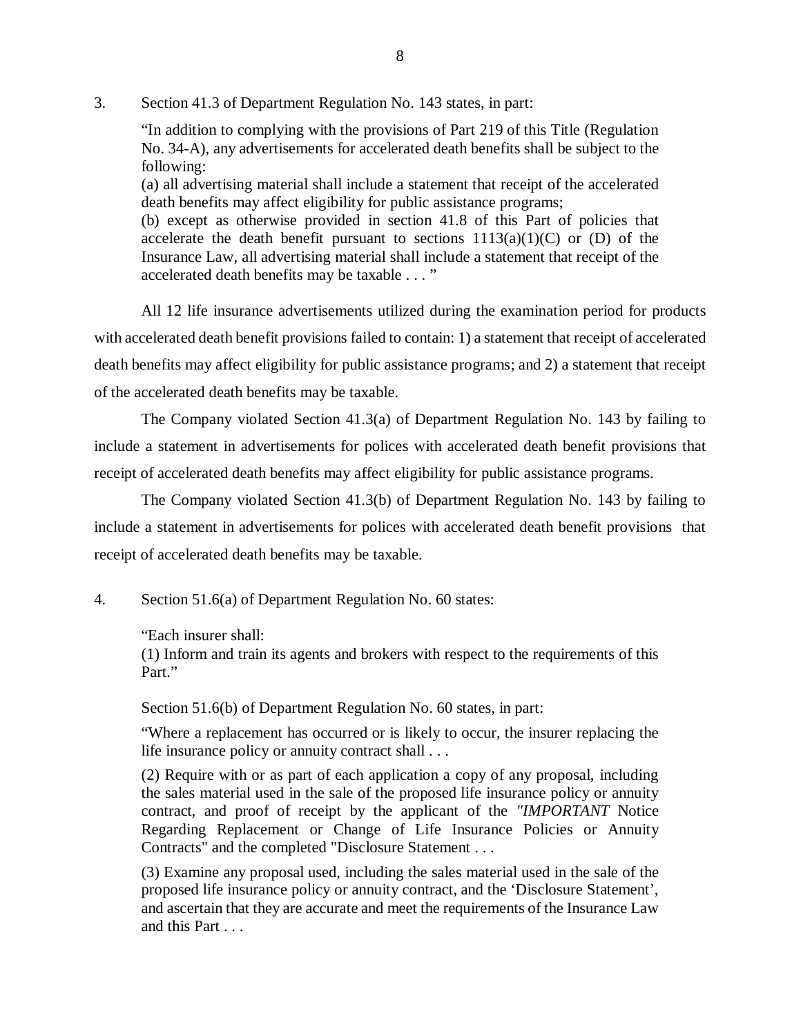3. Section 41.3 of Department Regulation No. 143 states, in part:

> "In addition to complying with the provisions of Part 219 of this Title (Regulation No. 34-A), any advertisements for accelerated death benefits shall be subject to the following:
> (a) all advertising material shall include a statement that receipt of the accelerated death benefits may affect eligibility for public assistance programs;
> (b) except as otherwise provided in section 41.8 of this Part of policies that accelerate the death benefit pursuant to sections 1113(a)(1)(C) or (D) of the Insurance Law, all advertising material shall include a statement that receipt of the accelerated death benefits may be taxable . . . "

All 12 life insurance advertisements utilized during the examination period for products with accelerated death benefit provisions failed to contain: 1) a statement that receipt of accelerated death benefits may affect eligibility for public assistance programs; and 2) a statement that receipt of the accelerated death benefits may be taxable.

The Company violated Section 41.3(a) of Department Regulation No. 143 by failing to include a statement in advertisements for polices with accelerated death benefit provisions that receipt of accelerated death benefits may affect eligibility for public assistance programs.

The Company violated Section 41.3(b) of Department Regulation No. 143 by failing to include a statement in advertisements for polices with accelerated death benefit provisions that receipt of accelerated death benefits may be taxable.

4. Section 51.6(a) of Department Regulation No. 60 states:

> "Each insurer shall:
> (1) Inform and train its agents and brokers with respect to the requirements of this Part."

Section 51.6(b) of Department Regulation No. 60 states, in part:

> "Where a replacement has occurred or is likely to occur, the insurer replacing the life insurance policy or annuity contract shall . . .
>
> (2) Require with or as part of each application a copy of any proposal, including the sales material used in the sale of the proposed life insurance policy or annuity contract, and proof of receipt by the applicant of the *"IMPORTANT* Notice Regarding Replacement or Change of Life Insurance Policies or Annuity Contracts" and the completed "Disclosure Statement . . .
>
> (3) Examine any proposal used, including the sales material used in the sale of the proposed life insurance policy or annuity contract, and the 'Disclosure Statement', and ascertain that they are accurate and meet the requirements of the Insurance Law and this Part . . .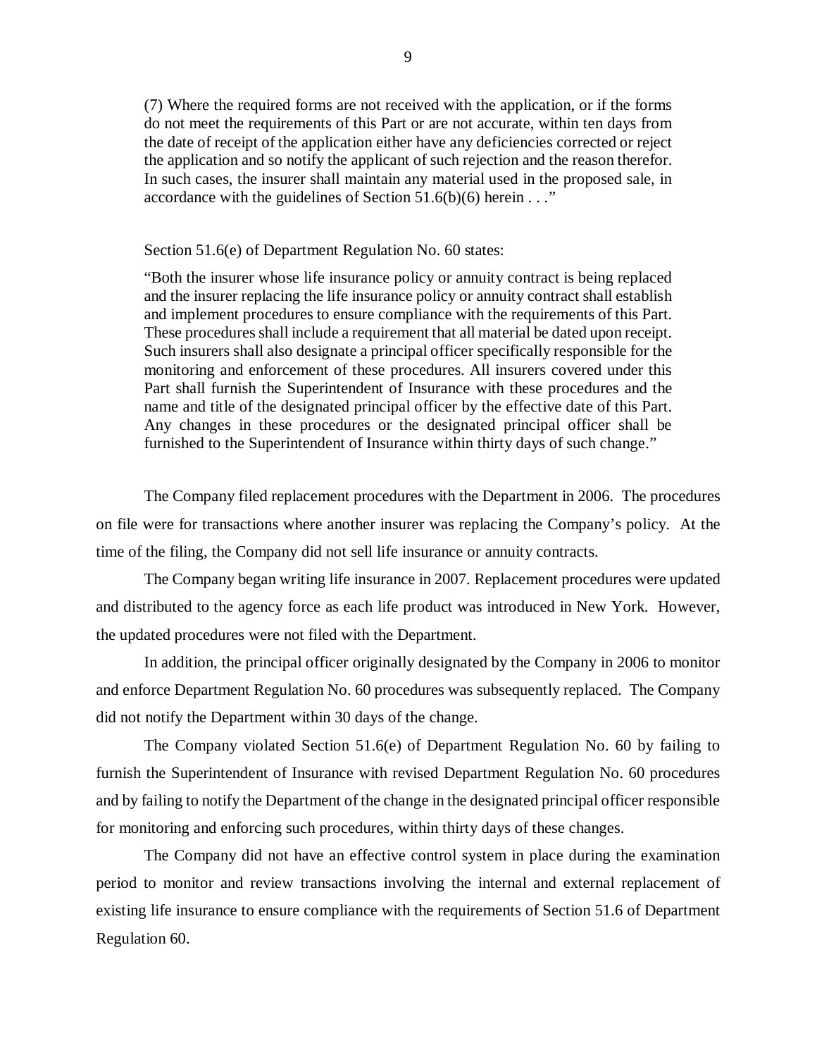(7) Where the required forms are not received with the application, or if the forms do not meet the requirements of this Part or are not accurate, within ten days from the date of receipt of the application either have any deficiencies corrected or reject the application and so notify the applicant of such rejection and the reason therefor. In such cases, the insurer shall maintain any material used in the proposed sale, in accordance with the guidelines of Section 51.6(b)(6) herein . . ."

Section 51.6(e) of Department Regulation No. 60 states:

"Both the insurer whose life insurance policy or annuity contract is being replaced and the insurer replacing the life insurance policy or annuity contract shall establish and implement procedures to ensure compliance with the requirements of this Part. These procedures shall include a requirement that all material be dated upon receipt. Such insurers shall also designate a principal officer specifically responsible for the monitoring and enforcement of these procedures. All insurers covered under this Part shall furnish the Superintendent of Insurance with these procedures and the name and title of the designated principal officer by the effective date of this Part. Any changes in these procedures or the designated principal officer shall be furnished to the Superintendent of Insurance within thirty days of such change."

The Company filed replacement procedures with the Department in 2006. The procedures on file were for transactions where another insurer was replacing the Company's policy. At the time of the filing, the Company did not sell life insurance or annuity contracts.

The Company began writing life insurance in 2007. Replacement procedures were updated and distributed to the agency force as each life product was introduced in New York. However, the updated procedures were not filed with the Department.

In addition, the principal officer originally designated by the Company in 2006 to monitor and enforce Department Regulation No. 60 procedures was subsequently replaced. The Company did not notify the Department within 30 days of the change.

The Company violated Section 51.6(e) of Department Regulation No. 60 by failing to furnish the Superintendent of Insurance with revised Department Regulation No. 60 procedures and by failing to notify the Department of the change in the designated principal officer responsible for monitoring and enforcing such procedures, within thirty days of these changes.

The Company did not have an effective control system in place during the examination period to monitor and review transactions involving the internal and external replacement of existing life insurance to ensure compliance with the requirements of Section 51.6 of Department Regulation 60.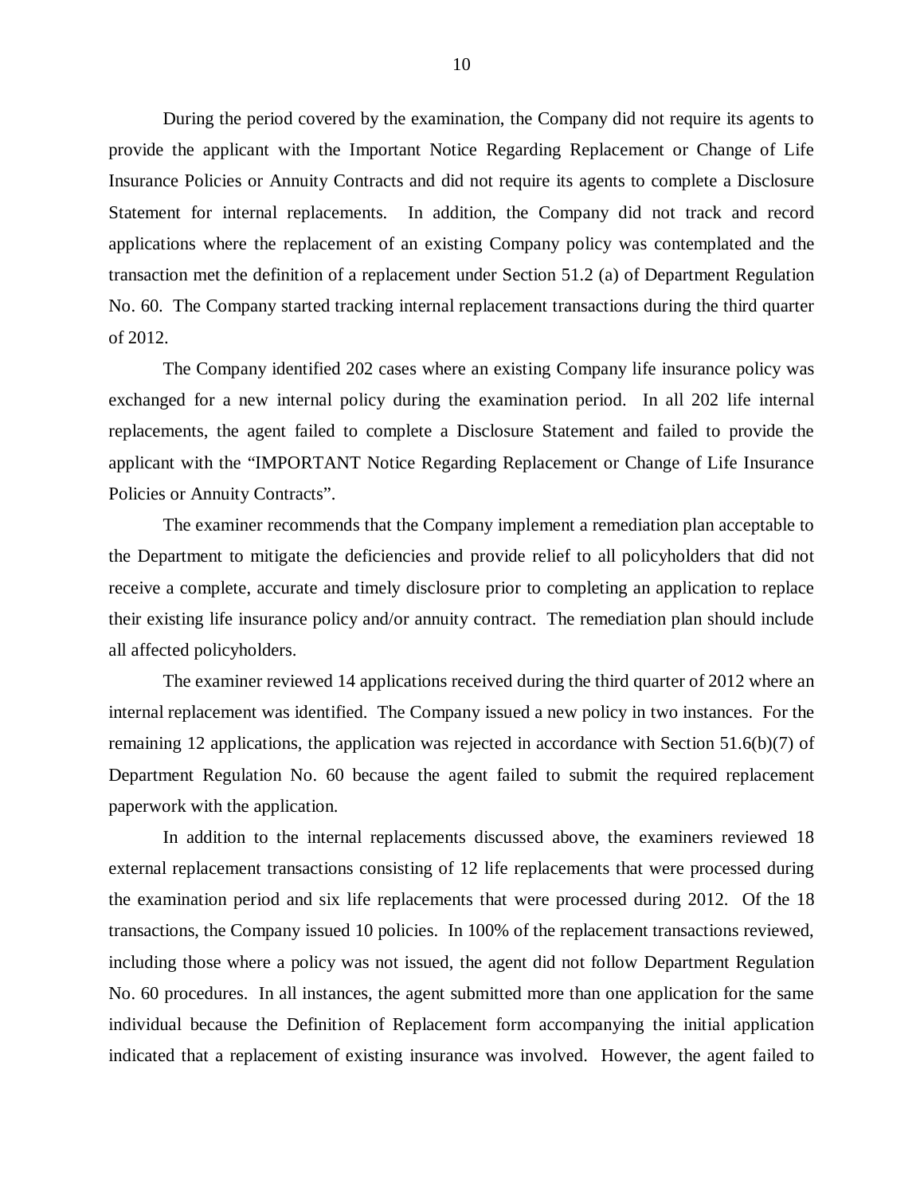During the period covered by the examination, the Company did not require its agents to provide the applicant with the Important Notice Regarding Replacement or Change of Life Insurance Policies or Annuity Contracts and did not require its agents to complete a Disclosure Statement for internal replacements. In addition, the Company did not track and record applications where the replacement of an existing Company policy was contemplated and the transaction met the definition of a replacement under Section 51.2 (a) of Department Regulation No. 60. The Company started tracking internal replacement transactions during the third quarter of 2012.

The Company identified 202 cases where an existing Company life insurance policy was exchanged for a new internal policy during the examination period. In all 202 life internal replacements, the agent failed to complete a Disclosure Statement and failed to provide the applicant with the "IMPORTANT Notice Regarding Replacement or Change of Life Insurance Policies or Annuity Contracts".

The examiner recommends that the Company implement a remediation plan acceptable to the Department to mitigate the deficiencies and provide relief to all policyholders that did not receive a complete, accurate and timely disclosure prior to completing an application to replace their existing life insurance policy and/or annuity contract. The remediation plan should include all affected policyholders.

The examiner reviewed 14 applications received during the third quarter of 2012 where an internal replacement was identified. The Company issued a new policy in two instances. For the remaining 12 applications, the application was rejected in accordance with Section 51.6(b)(7) of Department Regulation No. 60 because the agent failed to submit the required replacement paperwork with the application.

In addition to the internal replacements discussed above, the examiners reviewed 18 external replacement transactions consisting of 12 life replacements that were processed during the examination period and six life replacements that were processed during 2012. Of the 18 transactions, the Company issued 10 policies. In 100% of the replacement transactions reviewed, including those where a policy was not issued, the agent did not follow Department Regulation No. 60 procedures. In all instances, the agent submitted more than one application for the same individual because the Definition of Replacement form accompanying the initial application indicated that a replacement of existing insurance was involved. However, the agent failed to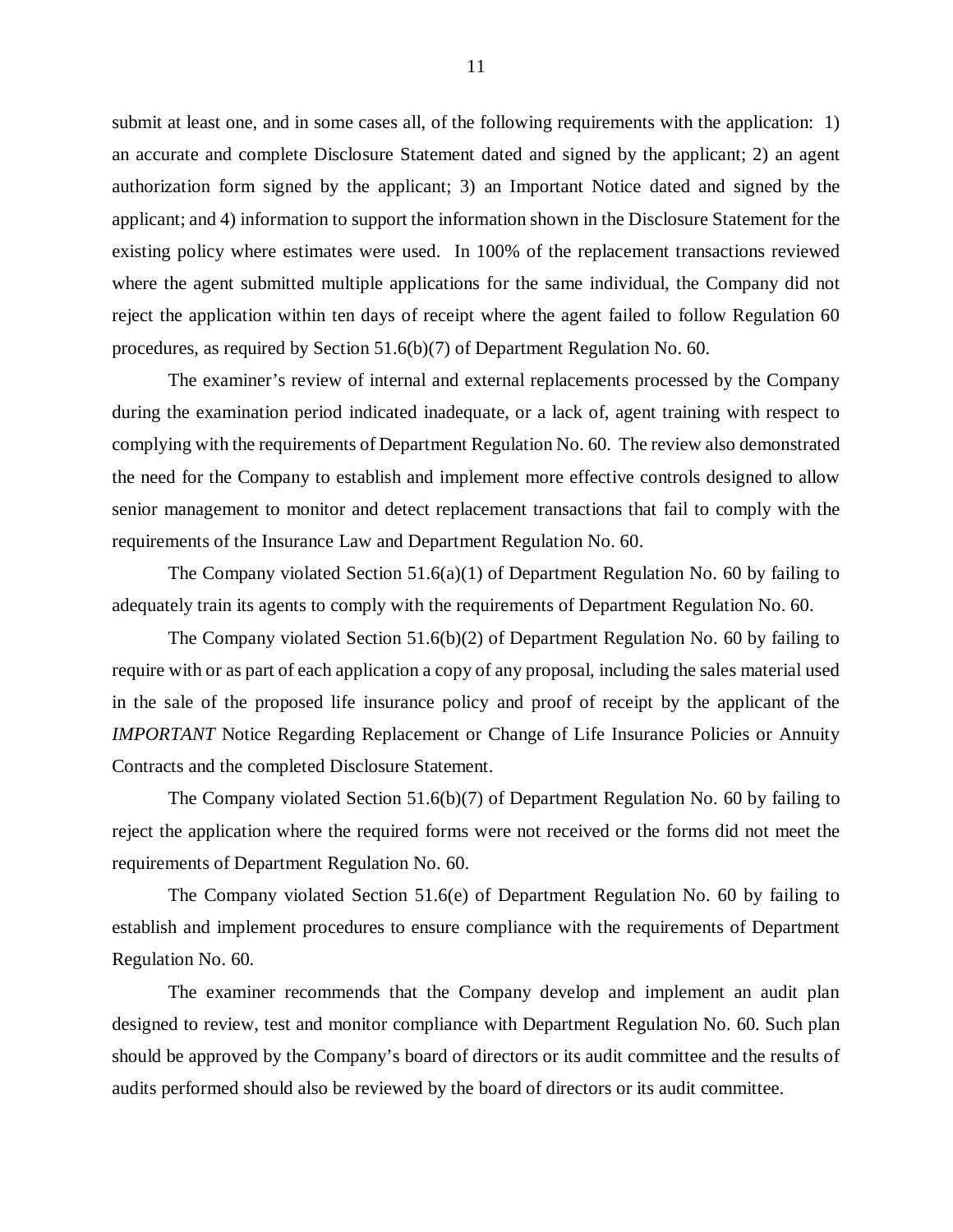submit at least one, and in some cases all, of the following requirements with the application: 1) an accurate and complete Disclosure Statement dated and signed by the applicant; 2) an agent authorization form signed by the applicant; 3) an Important Notice dated and signed by the applicant; and 4) information to support the information shown in the Disclosure Statement for the existing policy where estimates were used. In 100% of the replacement transactions reviewed where the agent submitted multiple applications for the same individual, the Company did not reject the application within ten days of receipt where the agent failed to follow Regulation 60 procedures, as required by Section 51.6(b)(7) of Department Regulation No. 60.

The examiner's review of internal and external replacements processed by the Company during the examination period indicated inadequate, or a lack of, agent training with respect to complying with the requirements of Department Regulation No. 60. The review also demonstrated the need for the Company to establish and implement more effective controls designed to allow senior management to monitor and detect replacement transactions that fail to comply with the requirements of the Insurance Law and Department Regulation No. 60.

The Company violated Section 51.6(a)(1) of Department Regulation No. 60 by failing to adequately train its agents to comply with the requirements of Department Regulation No. 60.

The Company violated Section 51.6(b)(2) of Department Regulation No. 60 by failing to require with or as part of each application a copy of any proposal, including the sales material used in the sale of the proposed life insurance policy and proof of receipt by the applicant of the *IMPORTANT* Notice Regarding Replacement or Change of Life Insurance Policies or Annuity Contracts and the completed Disclosure Statement.

The Company violated Section 51.6(b)(7) of Department Regulation No. 60 by failing to reject the application where the required forms were not received or the forms did not meet the requirements of Department Regulation No. 60.

The Company violated Section 51.6(e) of Department Regulation No. 60 by failing to establish and implement procedures to ensure compliance with the requirements of Department Regulation No. 60.

The examiner recommends that the Company develop and implement an audit plan designed to review, test and monitor compliance with Department Regulation No. 60. Such plan should be approved by the Company's board of directors or its audit committee and the results of audits performed should also be reviewed by the board of directors or its audit committee.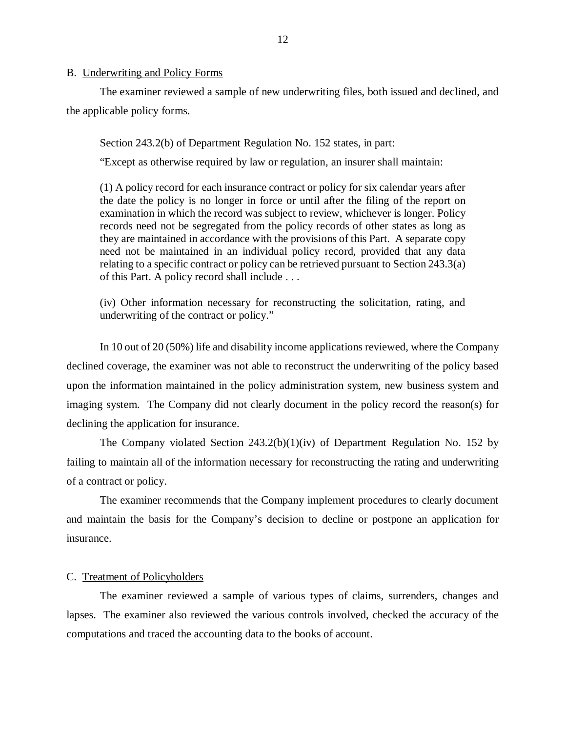B. Underwriting and Policy Forms

The examiner reviewed a sample of new underwriting files, both issued and declined, and the applicable policy forms.

> Section 243.2(b) of Department Regulation No. 152 states, in part:
>
> "Except as otherwise required by law or regulation, an insurer shall maintain:
>
> (1) A policy record for each insurance contract or policy for six calendar years after the date the policy is no longer in force or until after the filing of the report on examination in which the record was subject to review, whichever is longer. Policy records need not be segregated from the policy records of other states as long as they are maintained in accordance with the provisions of this Part. A separate copy need not be maintained in an individual policy record, provided that any data relating to a specific contract or policy can be retrieved pursuant to Section 243.3(a) of this Part. A policy record shall include . . .
>
> (iv) Other information necessary for reconstructing the solicitation, rating, and underwriting of the contract or policy."

In 10 out of 20 (50%) life and disability income applications reviewed, where the Company declined coverage, the examiner was not able to reconstruct the underwriting of the policy based upon the information maintained in the policy administration system, new business system and imaging system. The Company did not clearly document in the policy record the reason(s) for declining the application for insurance.

The Company violated Section 243.2(b)(1)(iv) of Department Regulation No. 152 by failing to maintain all of the information necessary for reconstructing the rating and underwriting of a contract or policy.

The examiner recommends that the Company implement procedures to clearly document and maintain the basis for the Company's decision to decline or postpone an application for insurance.

C. Treatment of Policyholders

The examiner reviewed a sample of various types of claims, surrenders, changes and lapses. The examiner also reviewed the various controls involved, checked the accuracy of the computations and traced the accounting data to the books of account.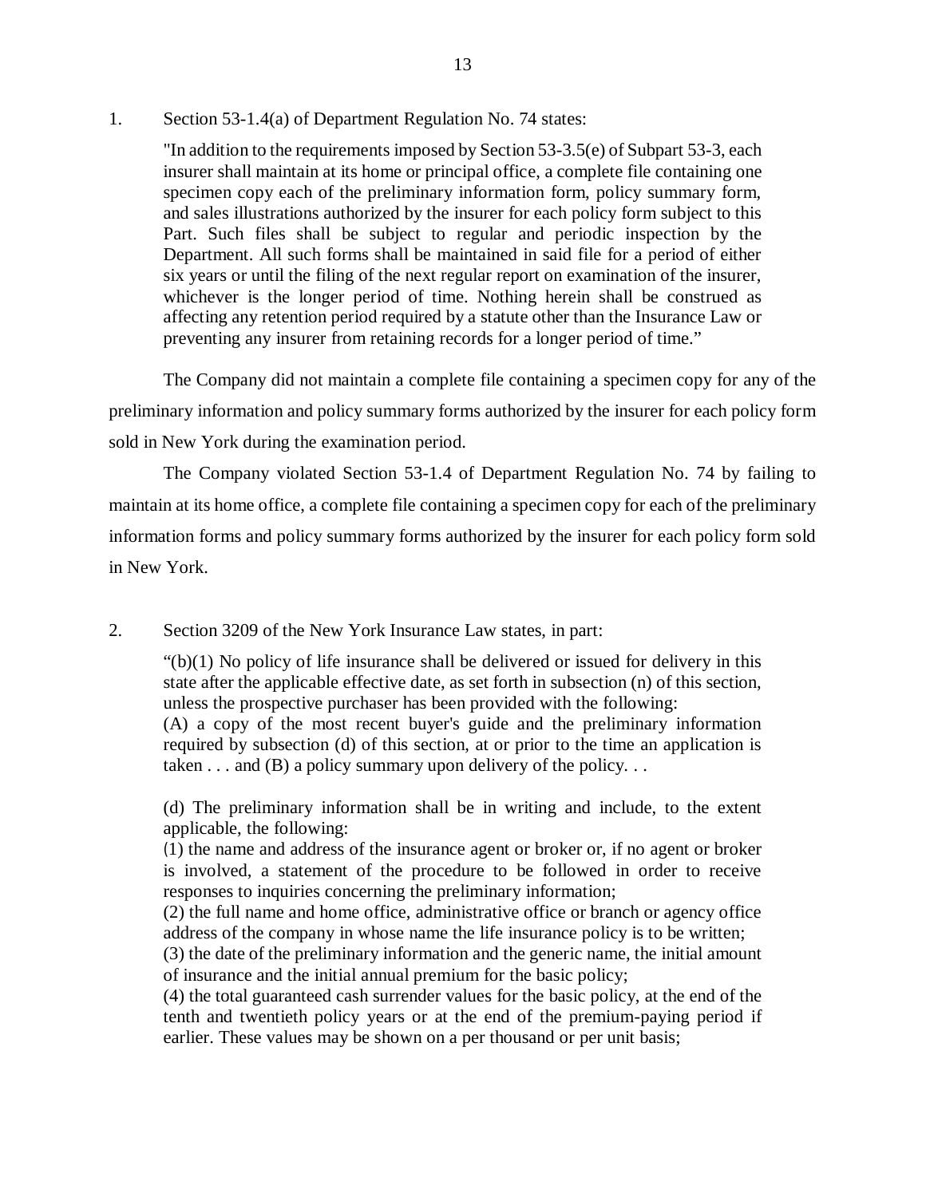1. Section 53-1.4(a) of Department Regulation No. 74 states:

> "In addition to the requirements imposed by Section 53-3.5(e) of Subpart 53-3, each insurer shall maintain at its home or principal office, a complete file containing one specimen copy each of the preliminary information form, policy summary form, and sales illustrations authorized by the insurer for each policy form subject to this Part. Such files shall be subject to regular and periodic inspection by the Department. All such forms shall be maintained in said file for a period of either six years or until the filing of the next regular report on examination of the insurer, whichever is the longer period of time. Nothing herein shall be construed as affecting any retention period required by a statute other than the Insurance Law or preventing any insurer from retaining records for a longer period of time."

The Company did not maintain a complete file containing a specimen copy for any of the preliminary information and policy summary forms authorized by the insurer for each policy form sold in New York during the examination period.

The Company violated Section 53-1.4 of Department Regulation No. 74 by failing to maintain at its home office, a complete file containing a specimen copy for each of the preliminary information forms and policy summary forms authorized by the insurer for each policy form sold in New York.

2. Section 3209 of the New York Insurance Law states, in part:

> "(b)(1) No policy of life insurance shall be delivered or issued for delivery in this state after the applicable effective date, as set forth in subsection (n) of this section, unless the prospective purchaser has been provided with the following:
> (A) a copy of the most recent buyer's guide and the preliminary information required by subsection (d) of this section, at or prior to the time an application is taken . . . and (B) a policy summary upon delivery of the policy. . .
>
> (d) The preliminary information shall be in writing and include, to the extent applicable, the following:
> (1) the name and address of the insurance agent or broker or, if no agent or broker is involved, a statement of the procedure to be followed in order to receive responses to inquiries concerning the preliminary information;
> (2) the full name and home office, administrative office or branch or agency office address of the company in whose name the life insurance policy is to be written;
> (3) the date of the preliminary information and the generic name, the initial amount of insurance and the initial annual premium for the basic policy;
> (4) the total guaranteed cash surrender values for the basic policy, at the end of the tenth and twentieth policy years or at the end of the premium-paying period if earlier. These values may be shown on a per thousand or per unit basis;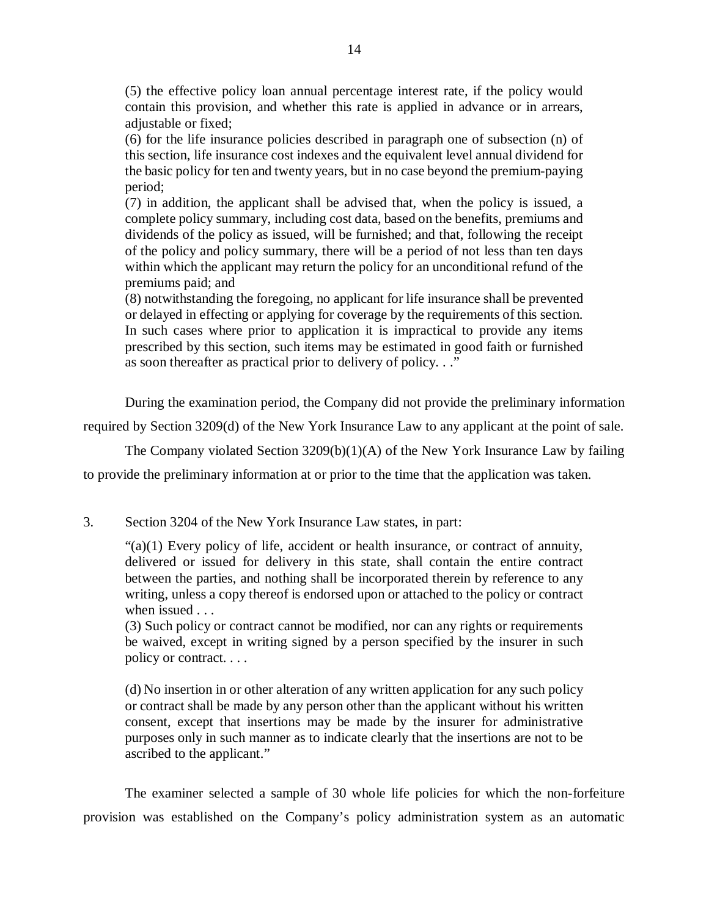(5) the effective policy loan annual percentage interest rate, if the policy would contain this provision, and whether this rate is applied in advance or in arrears, adjustable or fixed;
(6) for the life insurance policies described in paragraph one of subsection (n) of this section, life insurance cost indexes and the equivalent level annual dividend for the basic policy for ten and twenty years, but in no case beyond the premium-paying period;
(7) in addition, the applicant shall be advised that, when the policy is issued, a complete policy summary, including cost data, based on the benefits, premiums and dividends of the policy as issued, will be furnished; and that, following the receipt of the policy and policy summary, there will be a period of not less than ten days within which the applicant may return the policy for an unconditional refund of the premiums paid; and
(8) notwithstanding the foregoing, no applicant for life insurance shall be prevented or delayed in effecting or applying for coverage by the requirements of this section. In such cases where prior to application it is impractical to provide any items prescribed by this section, such items may be estimated in good faith or furnished as soon thereafter as practical prior to delivery of policy. . ."

During the examination period, the Company did not provide the preliminary information required by Section 3209(d) of the New York Insurance Law to any applicant at the point of sale.

The Company violated Section 3209(b)(1)(A) of the New York Insurance Law by failing to provide the preliminary information at or prior to the time that the application was taken.

3. Section 3204 of the New York Insurance Law states, in part:

"(a)(1) Every policy of life, accident or health insurance, or contract of annuity, delivered or issued for delivery in this state, shall contain the entire contract between the parties, and nothing shall be incorporated therein by reference to any writing, unless a copy thereof is endorsed upon or attached to the policy or contract when issued . . .
(3) Such policy or contract cannot be modified, nor can any rights or requirements be waived, except in writing signed by a person specified by the insurer in such policy or contract. . . .

(d) No insertion in or other alteration of any written application for any such policy or contract shall be made by any person other than the applicant without his written consent, except that insertions may be made by the insurer for administrative purposes only in such manner as to indicate clearly that the insertions are not to be ascribed to the applicant."

The examiner selected a sample of 30 whole life policies for which the non-forfeiture provision was established on the Company's policy administration system as an automatic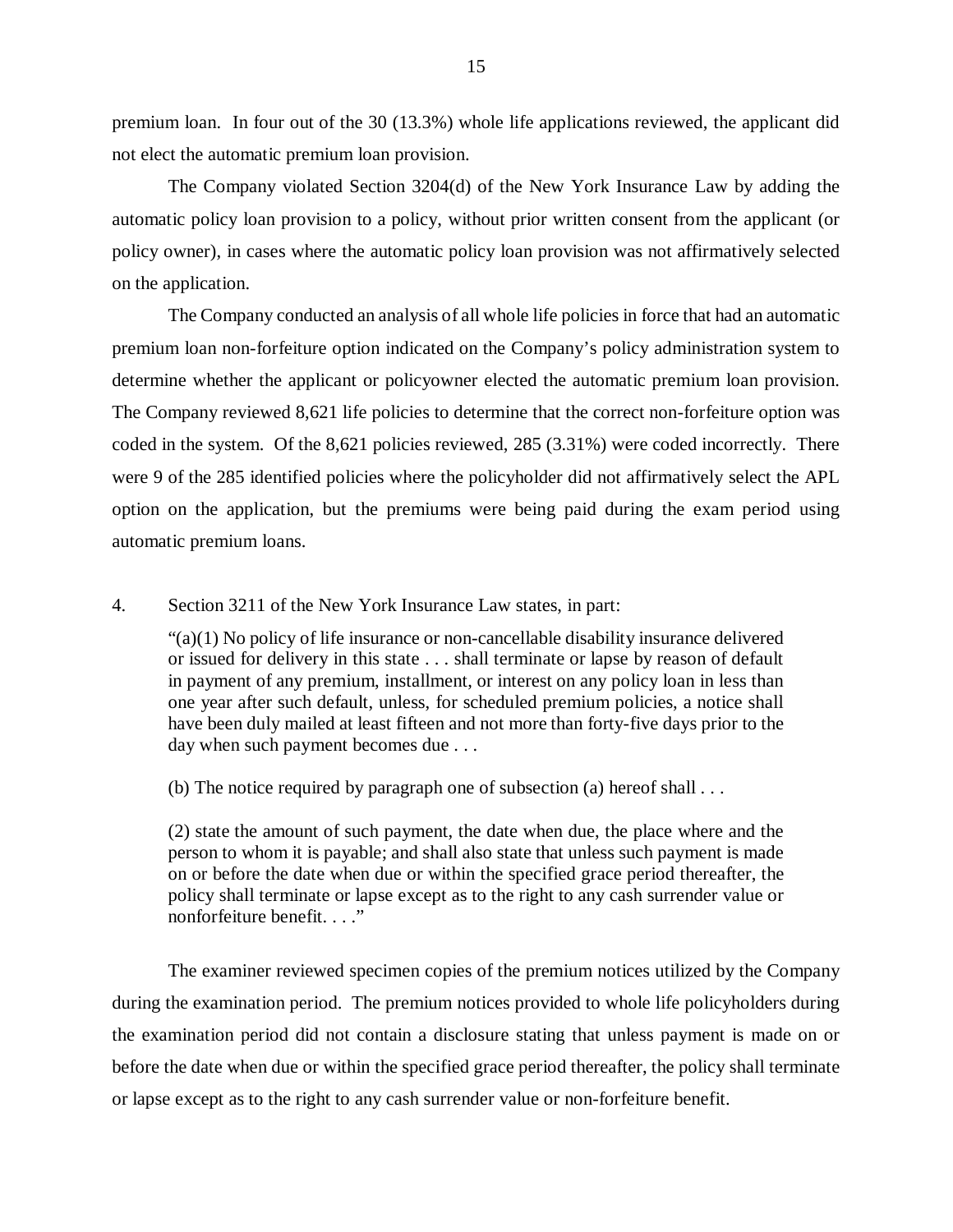premium loan. In four out of the 30 (13.3%) whole life applications reviewed, the applicant did not elect the automatic premium loan provision.

The Company violated Section 3204(d) of the New York Insurance Law by adding the automatic policy loan provision to a policy, without prior written consent from the applicant (or policy owner), in cases where the automatic policy loan provision was not affirmatively selected on the application.

The Company conducted an analysis of all whole life policies in force that had an automatic premium loan non-forfeiture option indicated on the Company's policy administration system to determine whether the applicant or policyowner elected the automatic premium loan provision. The Company reviewed 8,621 life policies to determine that the correct non-forfeiture option was coded in the system. Of the 8,621 policies reviewed, 285 (3.31%) were coded incorrectly. There were 9 of the 285 identified policies where the policyholder did not affirmatively select the APL option on the application, but the premiums were being paid during the exam period using automatic premium loans.

4. Section 3211 of the New York Insurance Law states, in part:

> "(a)(1) No policy of life insurance or non-cancellable disability insurance delivered or issued for delivery in this state . . . shall terminate or lapse by reason of default in payment of any premium, installment, or interest on any policy loan in less than one year after such default, unless, for scheduled premium policies, a notice shall have been duly mailed at least fifteen and not more than forty-five days prior to the day when such payment becomes due . . .
>
> (b) The notice required by paragraph one of subsection (a) hereof shall . . .
>
> (2) state the amount of such payment, the date when due, the place where and the person to whom it is payable; and shall also state that unless such payment is made on or before the date when due or within the specified grace period thereafter, the policy shall terminate or lapse except as to the right to any cash surrender value or nonforfeiture benefit. . . ."

The examiner reviewed specimen copies of the premium notices utilized by the Company during the examination period. The premium notices provided to whole life policyholders during the examination period did not contain a disclosure stating that unless payment is made on or before the date when due or within the specified grace period thereafter, the policy shall terminate or lapse except as to the right to any cash surrender value or non-forfeiture benefit.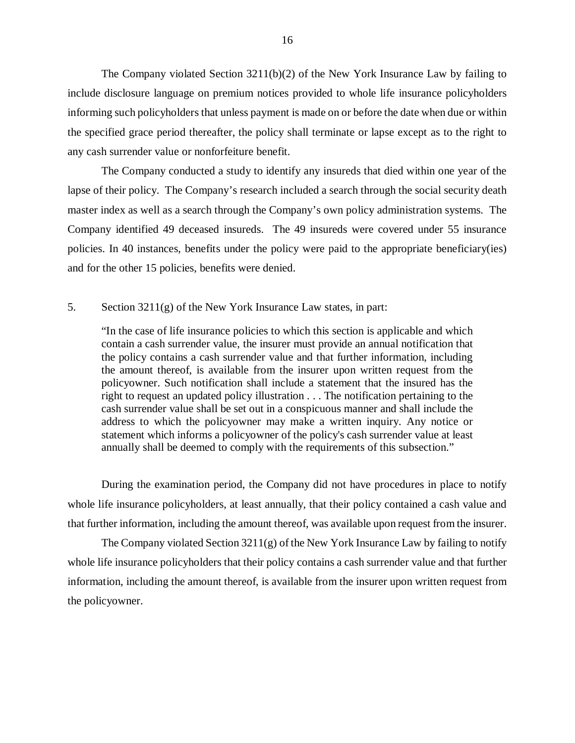The Company violated Section 3211(b)(2) of the New York Insurance Law by failing to include disclosure language on premium notices provided to whole life insurance policyholders informing such policyholders that unless payment is made on or before the date when due or within the specified grace period thereafter, the policy shall terminate or lapse except as to the right to any cash surrender value or nonforfeiture benefit.

The Company conducted a study to identify any insureds that died within one year of the lapse of their policy. The Company's research included a search through the social security death master index as well as a search through the Company's own policy administration systems. The Company identified 49 deceased insureds. The 49 insureds were covered under 55 insurance policies. In 40 instances, benefits under the policy were paid to the appropriate beneficiary(ies) and for the other 15 policies, benefits were denied.

5. Section 3211(g) of the New York Insurance Law states, in part:

> "In the case of life insurance policies to which this section is applicable and which contain a cash surrender value, the insurer must provide an annual notification that the policy contains a cash surrender value and that further information, including the amount thereof, is available from the insurer upon written request from the policyowner. Such notification shall include a statement that the insured has the right to request an updated policy illustration . . . The notification pertaining to the cash surrender value shall be set out in a conspicuous manner and shall include the address to which the policyowner may make a written inquiry. Any notice or statement which informs a policyowner of the policy's cash surrender value at least annually shall be deemed to comply with the requirements of this subsection."

During the examination period, the Company did not have procedures in place to notify whole life insurance policyholders, at least annually, that their policy contained a cash value and that further information, including the amount thereof, was available upon request from the insurer.

The Company violated Section 3211(g) of the New York Insurance Law by failing to notify whole life insurance policyholders that their policy contains a cash surrender value and that further information, including the amount thereof, is available from the insurer upon written request from the policyowner.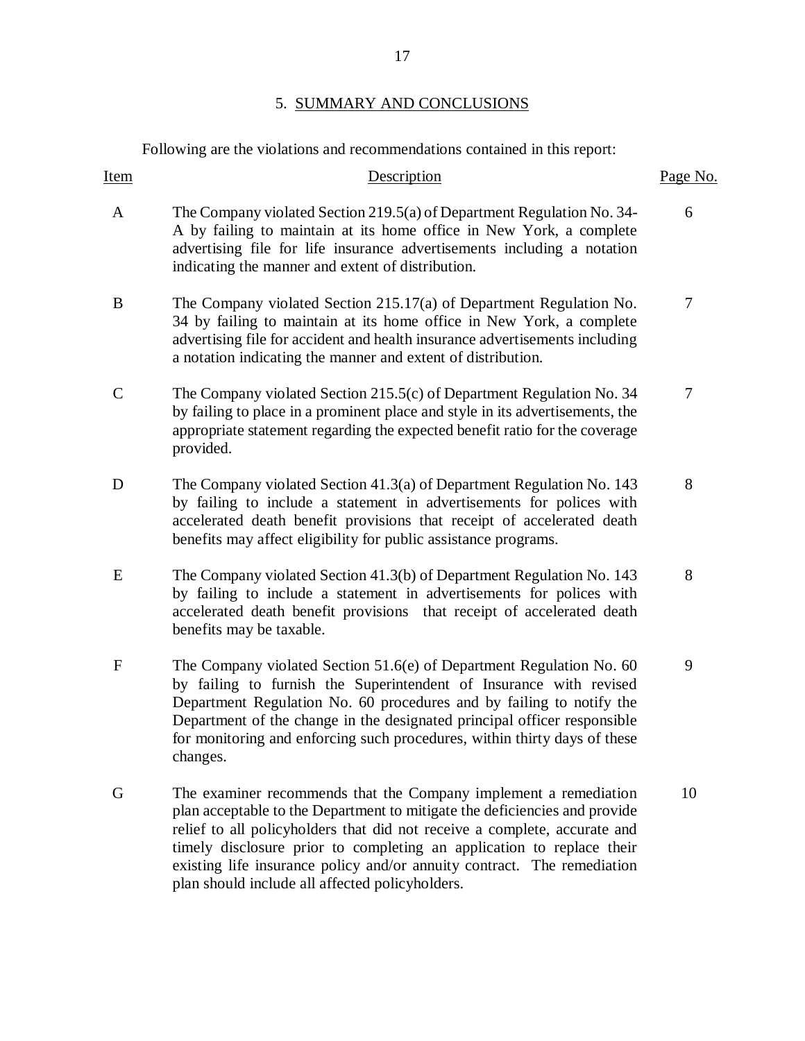## 5. SUMMARY AND CONCLUSIONS

Following are the violations and recommendations contained in this report:

| Item | Description | Page No. |
|---|---|---|
| A | The Company violated Section 219.5(a) of Department Regulation No. 34-A by failing to maintain at its home office in New York, a complete advertising file for life insurance advertisements including a notation indicating the manner and extent of distribution. | 6 |
| B | The Company violated Section 215.17(a) of Department Regulation No. 34 by failing to maintain at its home office in New York, a complete advertising file for accident and health insurance advertisements including a notation indicating the manner and extent of distribution. | 7 |
| C | The Company violated Section 215.5(c) of Department Regulation No. 34 by failing to place in a prominent place and style in its advertisements, the appropriate statement regarding the expected benefit ratio for the coverage provided. | 7 |
| D | The Company violated Section 41.3(a) of Department Regulation No. 143 by failing to include a statement in advertisements for polices with accelerated death benefit provisions that receipt of accelerated death benefits may affect eligibility for public assistance programs. | 8 |
| E | The Company violated Section 41.3(b) of Department Regulation No. 143 by failing to include a statement in advertisements for polices with accelerated death benefit provisions that receipt of accelerated death benefits may be taxable. | 8 |
| F | The Company violated Section 51.6(e) of Department Regulation No. 60 by failing to furnish the Superintendent of Insurance with revised Department Regulation No. 60 procedures and by failing to notify the Department of the change in the designated principal officer responsible for monitoring and enforcing such procedures, within thirty days of these changes. | 9 |
| G | The examiner recommends that the Company implement a remediation plan acceptable to the Department to mitigate the deficiencies and provide relief to all policyholders that did not receive a complete, accurate and timely disclosure prior to completing an application to replace their existing life insurance policy and/or annuity contract. The remediation plan should include all affected policyholders. | 10 |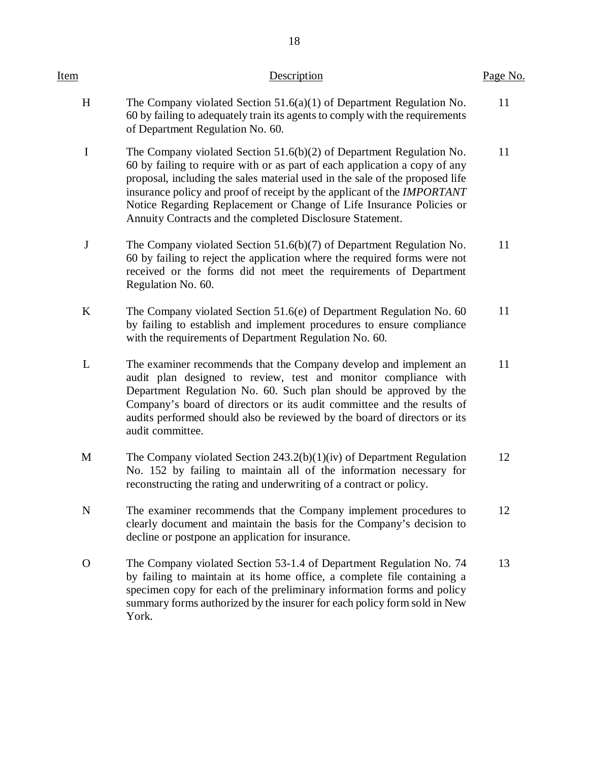| Item | Description | Page No. |
|---|---|---|
| H | The Company violated Section 51.6(a)(1) of Department Regulation No. 60 by failing to adequately train its agents to comply with the requirements of Department Regulation No. 60. | 11 |
| I | The Company violated Section 51.6(b)(2) of Department Regulation No. 60 by failing to require with or as part of each application a copy of any proposal, including the sales material used in the sale of the proposed life insurance policy and proof of receipt by the applicant of the *IMPORTANT* Notice Regarding Replacement or Change of Life Insurance Policies or Annuity Contracts and the completed Disclosure Statement. | 11 |
| J | The Company violated Section 51.6(b)(7) of Department Regulation No. 60 by failing to reject the application where the required forms were not received or the forms did not meet the requirements of Department Regulation No. 60. | 11 |
| K | The Company violated Section 51.6(e) of Department Regulation No. 60 by failing to establish and implement procedures to ensure compliance with the requirements of Department Regulation No. 60. | 11 |
| L | The examiner recommends that the Company develop and implement an audit plan designed to review, test and monitor compliance with Department Regulation No. 60. Such plan should be approved by the Company's board of directors or its audit committee and the results of audits performed should also be reviewed by the board of directors or its audit committee. | 11 |
| M | The Company violated Section 243.2(b)(1)(iv) of Department Regulation No. 152 by failing to maintain all of the information necessary for reconstructing the rating and underwriting of a contract or policy. | 12 |
| N | The examiner recommends that the Company implement procedures to clearly document and maintain the basis for the Company's decision to decline or postpone an application for insurance. | 12 |
| O | The Company violated Section 53-1.4 of Department Regulation No. 74 by failing to maintain at its home office, a complete file containing a specimen copy for each of the preliminary information forms and policy summary forms authorized by the insurer for each policy form sold in New York. | 13 |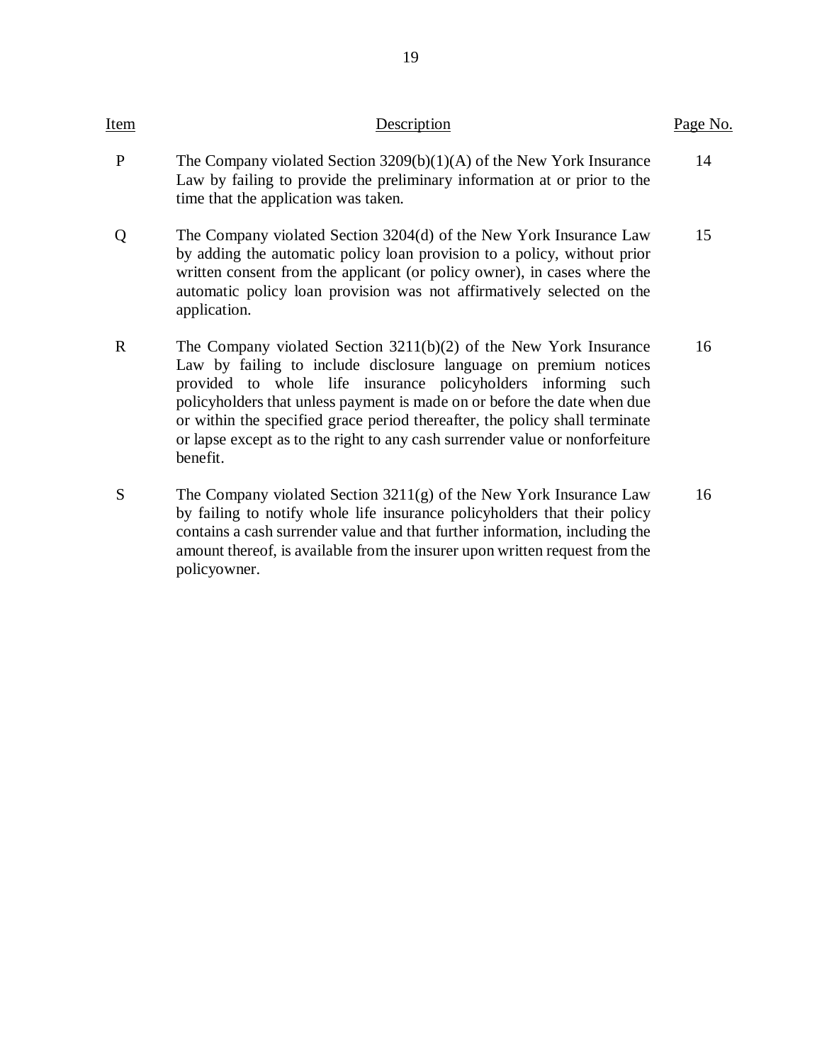| Item | Description | Page No. |
|---|---|---|
| P | The Company violated Section 3209(b)(1)(A) of the New York Insurance Law by failing to provide the preliminary information at or prior to the time that the application was taken. | 14 |
| Q | The Company violated Section 3204(d) of the New York Insurance Law by adding the automatic policy loan provision to a policy, without prior written consent from the applicant (or policy owner), in cases where the automatic policy loan provision was not affirmatively selected on the application. | 15 |
| R | The Company violated Section 3211(b)(2) of the New York Insurance Law by failing to include disclosure language on premium notices provided to whole life insurance policyholders informing such policyholders that unless payment is made on or before the date when due or within the specified grace period thereafter, the policy shall terminate or lapse except as to the right to any cash surrender value or nonforfeiture benefit. | 16 |
| S | The Company violated Section 3211(g) of the New York Insurance Law by failing to notify whole life insurance policyholders that their policy contains a cash surrender value and that further information, including the amount thereof, is available from the insurer upon written request from the policyowner. | 16 |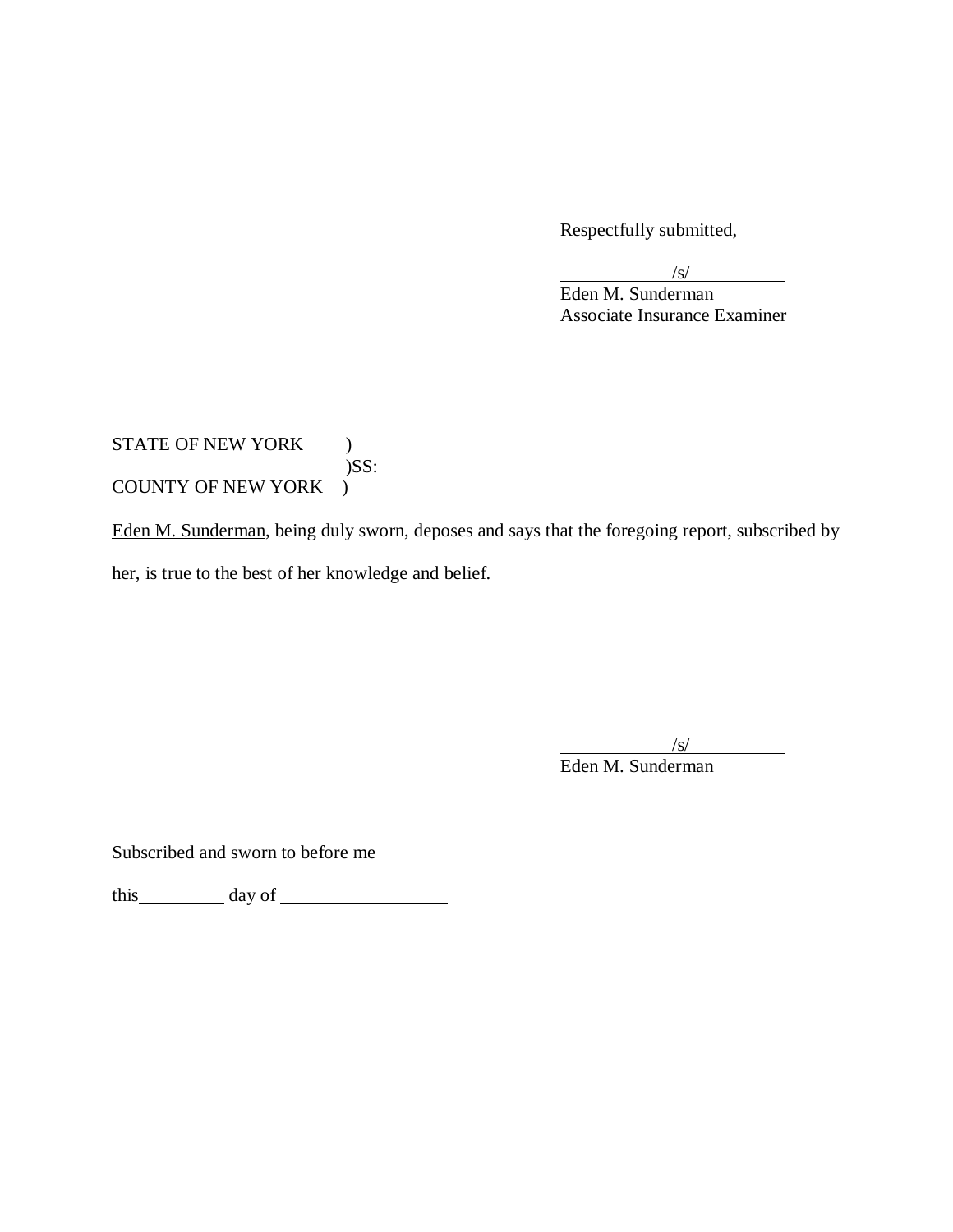Respectfully submitted,

/s/
Eden M. Sunderman
Associate Insurance Examiner

STATE OF NEW YORK )
)SS:
COUNTY OF NEW YORK )

Eden M. Sunderman, being duly sworn, deposes and says that the foregoing report, subscribed by her, is true to the best of her knowledge and belief.

/s/
Eden M. Sunderman

Subscribed and sworn to before me

this\_\_\_\_\_\_\_\_\_ day of \_\_\_\_\_\_\_\_\_\_\_\_\_\_\_\_\_\_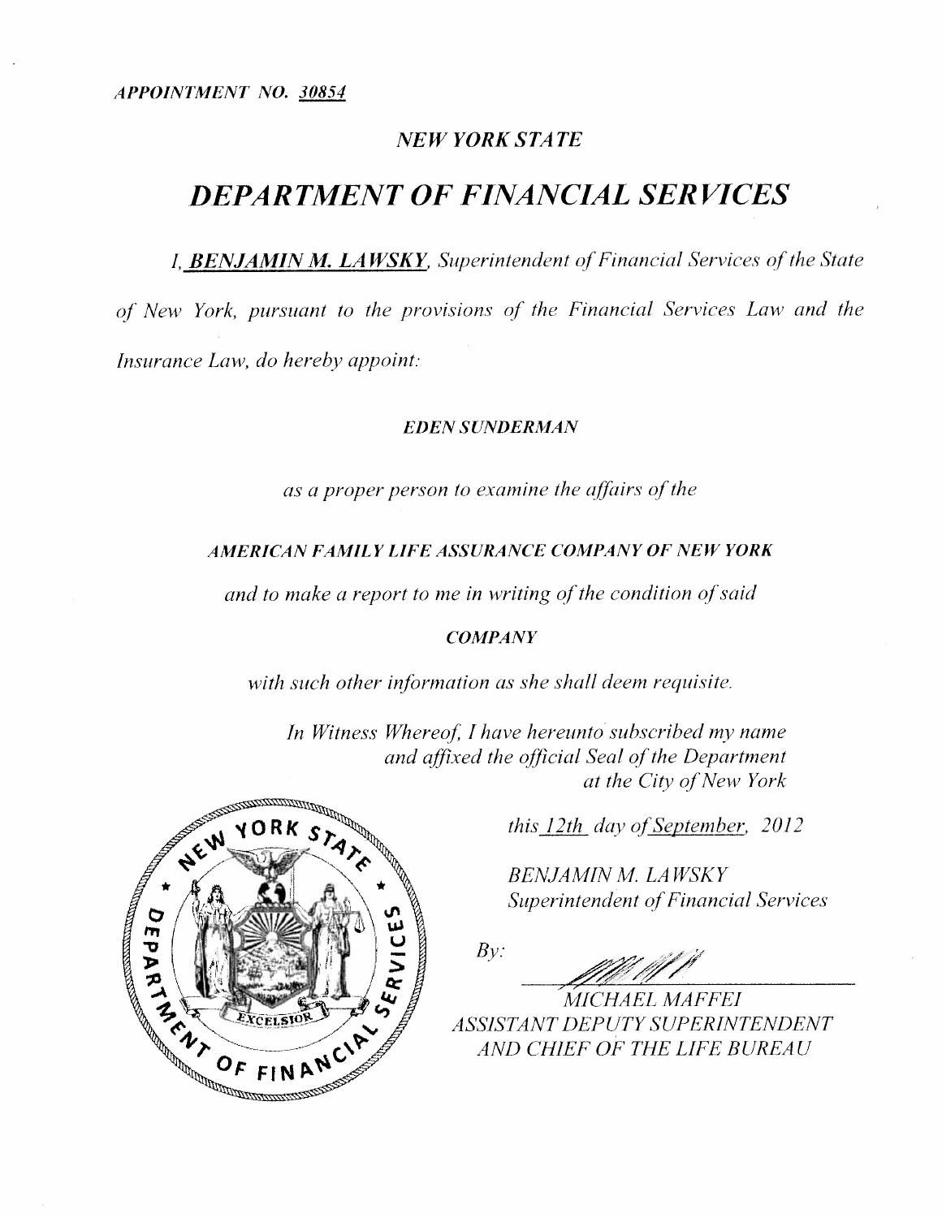*APPOINTMENT NO. 30854*

*NEW YORK STATE*

# *DEPARTMENT OF FINANCIAL SERVICES*

*I, **BENJAMIN M. LAWSKY**, Superintendent of Financial Services of the State of New York, pursuant to the provisions of the Financial Services Law and the Insurance Law, do hereby appoint:*

***EDEN SUNDERMAN***

*as a proper person to examine the affairs of the*

***AMERICAN FAMILY LIFE ASSURANCE COMPANY OF NEW YORK***

*and to make a report to me in writing of the condition of said*

***COMPANY***

*with such other information as she shall deem requisite.*

*In Witness Whereof, I have hereunto subscribed my name and affixed the official Seal of the Department at the City of New York*

*this 12th day of September, 2012*

*BENJAMIN M. LAWSKY*
*Superintendent of Financial Services*

*By:*

*MICHAEL MAFFEI*
*ASSISTANT DEPUTY SUPERINTENDENT AND CHIEF OF THE LIFE BUREAU*

NEW YORK STATE DEPARTMENT OF FINANCIAL SERVICES

EXCELSIOR